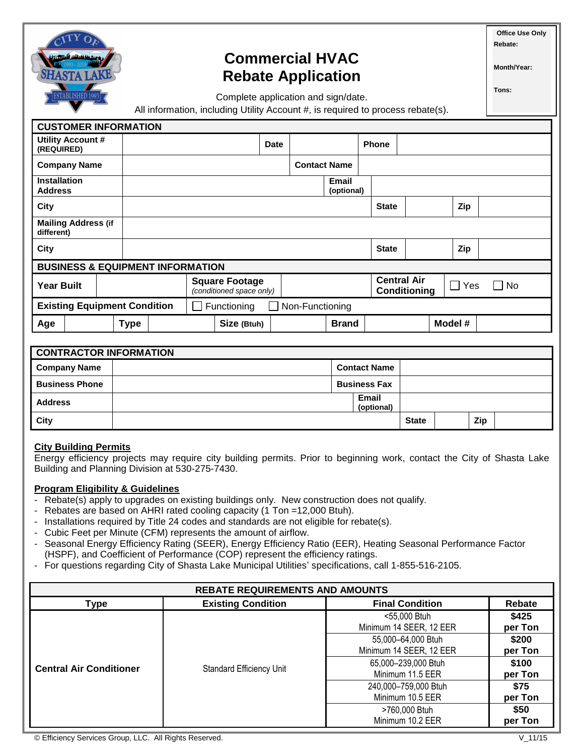# Commercial HVAC Rebate Application

| Office Use Only |
|---|
| Rebate: |
| Month/Year: |
| Tons: |

Complete application and sign/date.

All information, including Utility Account #, is required to process rebate(s).

## CUSTOMER INFORMATION

| | | | | | | | |
|---|---|---|---|---|---|---|---|
| **Utility Account # (REQUIRED)** | | **Date** | | **Phone** | | | |
| **Company Name** | | | **Contact Name** | | | | |
| **Installation Address** | | | | **Email (optional)** | | | |
| **City** | | | | **State** | | **Zip** | |
| **Mailing Address (if different)** | | | | | | | |
| **City** | | | | **State** | | **Zip** | |

## BUSINESS & EQUIPMENT INFORMATION

| | | | | | | | | | |
|---|---|---|---|---|---|---|---|---|---|
| **Year Built** | | **Square Footage** *(conditioned space only)* | | | | **Central Air Conditioning** | ☐ Yes ☐ No | | |
| **Existing Equipment Condition** | | ☐ Functioning ☐ Non-Functioning | | | | | | | |
| **Age** | | **Type** | | **Size (Btuh)** | | **Brand** | | **Model #** | |

## CONTRACTOR INFORMATION

| | | | | | | |
|---|---|---|---|---|---|---|
| **Company Name** | | **Contact Name** | | | | |
| **Business Phone** | | **Business Fax** | | | | |
| **Address** | | **Email (optional)** | | | | |
| **City** | | **State** | | **Zip** | | |

**City Building Permits**

Energy efficiency projects may require city building permits. Prior to beginning work, contact the City of Shasta Lake Building and Planning Division at 530-275-7430.

**Program Eligibility & Guidelines**

- Rebate(s) apply to upgrades on existing buildings only. New construction does not qualify.
- Rebates are based on AHRI rated cooling capacity (1 Ton =12,000 Btuh).
- Installations required by Title 24 codes and standards are not eligible for rebate(s).
- Cubic Feet per Minute (CFM) represents the amount of airflow.
- Seasonal Energy Efficiency Rating (SEER), Energy Efficiency Ratio (EER), Heating Seasonal Performance Factor (HSPF), and Coefficient of Performance (COP) represent the efficiency ratings.
- For questions regarding City of Shasta Lake Municipal Utilities' specifications, call 1-855-516-2105.

**REBATE REQUIREMENTS AND AMOUNTS**

| Type | Existing Condition | Final Condition | Rebate |
|---|---|---|---|
| **Central Air Conditioner** | Standard Efficiency Unit | <55,000 Btuh<br>Minimum 14 SEER, 12 EER | **$425 per Ton** |
| | | 55,000–64,000 Btuh<br>Minimum 14 SEER, 12 EER | **$200 per Ton** |
| | | 65,000–239,000 Btuh<br>Minimum 11.5 EER | **$100 per Ton** |
| | | 240,000–759,000 Btuh<br>Minimum 10.5 EER | **$75 per Ton** |
| | | >760,000 Btuh<br>Minimum 10.2 EER | **$50 per Ton** |

© Efficiency Services Group, LLC. All Rights Reserved. V_11/15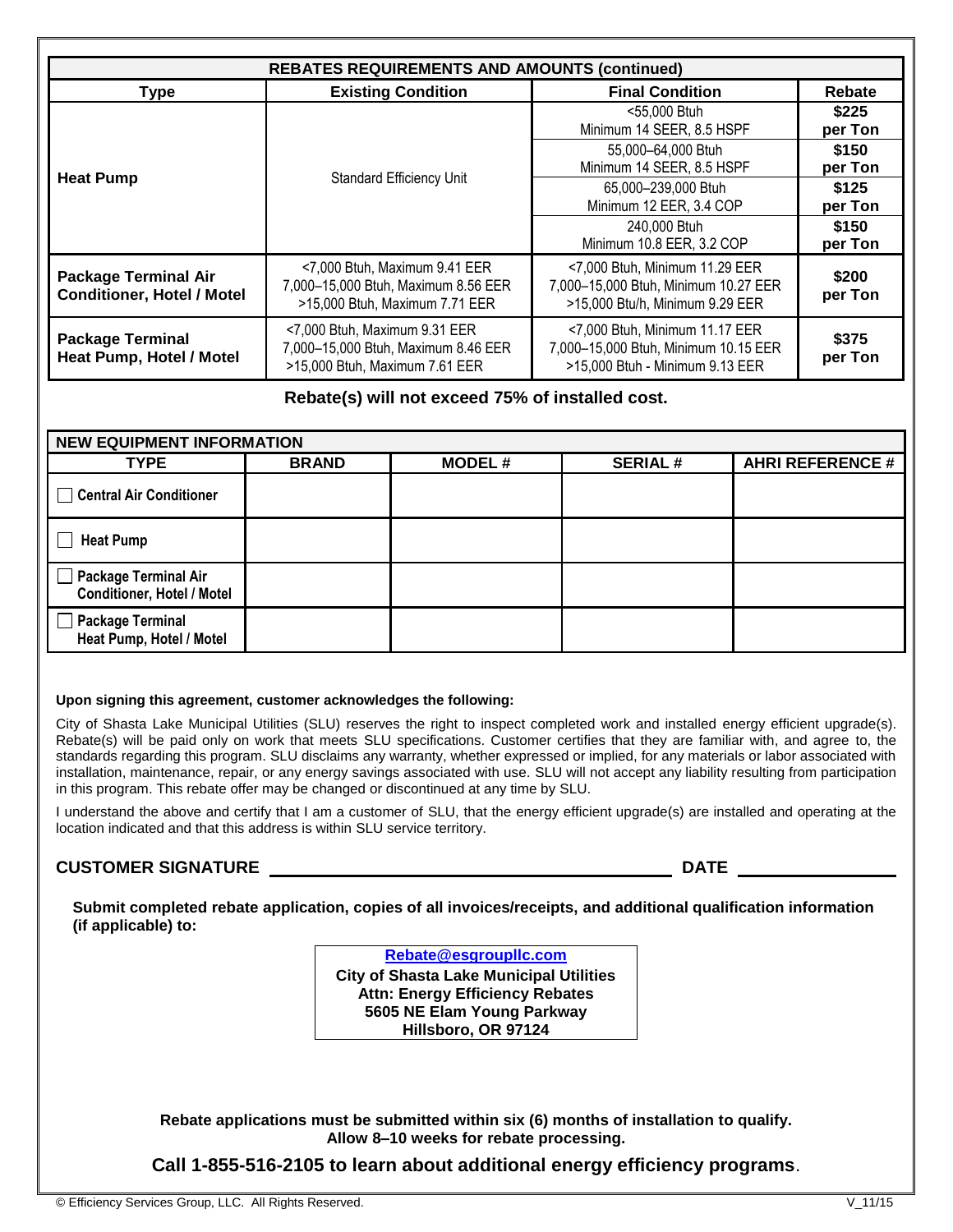| REBATES REQUIREMENTS AND AMOUNTS (continued) | | | |
|---|---|---|---|
| **Type** | **Existing Condition** | **Final Condition** | **Rebate** |
| **Heat Pump** | Standard Efficiency Unit | <55,000 Btuh<br>Minimum 14 SEER, 8.5 HSPF | **$225 per Ton** |
| | | 55,000–64,000 Btuh<br>Minimum 14 SEER, 8.5 HSPF | **$150 per Ton** |
| | | 65,000–239,000 Btuh<br>Minimum 12 EER, 3.4 COP | **$125 per Ton** |
| | | 240,000 Btuh<br>Minimum 10.8 EER, 3.2 COP | **$150 per Ton** |
| **Package Terminal Air Conditioner, Hotel / Motel** | <7,000 Btuh, Maximum 9.41 EER<br>7,000–15,000 Btuh, Maximum 8.56 EER<br>>15,000 Btuh, Maximum 7.71 EER | <7,000 Btuh, Minimum 11.29 EER<br>7,000–15,000 Btuh, Minimum 10.27 EER<br>>15,000 Btu/h, Minimum 9.29 EER | **$200 per Ton** |
| **Package Terminal Heat Pump, Hotel / Motel** | <7,000 Btuh, Maximum 9.31 EER<br>7,000–15,000 Btuh, Maximum 8.46 EER<br>>15,000 Btuh, Maximum 7.61 EER | <7,000 Btuh, Minimum 11.17 EER<br>7,000–15,000 Btuh, Minimum 10.15 EER<br>>15,000 Btuh - Minimum 9.13 EER | **$375 per Ton** |

**Rebate(s) will not exceed 75% of installed cost.**

| NEW EQUIPMENT INFORMATION | | | | |
|---|---|---|---|---|
| **TYPE** | **BRAND** | **MODEL #** | **SERIAL #** | **AHRI REFERENCE #** |
| ☐ Central Air Conditioner | | | | |
| ☐ Heat Pump | | | | |
| ☐ Package Terminal Air Conditioner, Hotel / Motel | | | | |
| ☐ Package Terminal Heat Pump, Hotel / Motel | | | | |

**Upon signing this agreement, customer acknowledges the following:**

City of Shasta Lake Municipal Utilities (SLU) reserves the right to inspect completed work and installed energy efficient upgrade(s). Rebate(s) will be paid only on work that meets SLU specifications. Customer certifies that they are familiar with, and agree to, the standards regarding this program. SLU disclaims any warranty, whether expressed or implied, for any materials or labor associated with installation, maintenance, repair, or any energy savings associated with use. SLU will not accept any liability resulting from participation in this program. This rebate offer may be changed or discontinued at any time by SLU.

I understand the above and certify that I am a customer of SLU, that the energy efficient upgrade(s) are installed and operating at the location indicated and that this address is within SLU service territory.

**CUSTOMER SIGNATURE** ________________________________________ **DATE** ________________

**Submit completed rebate application, copies of all invoices/receipts, and additional qualification information (if applicable) to:**

**Rebate@esgroupllc.com**
**City of Shasta Lake Municipal Utilities**
**Attn: Energy Efficiency Rebates**
**5605 NE Elam Young Parkway**
**Hillsboro, OR 97124**

**Rebate applications must be submitted within six (6) months of installation to qualify.**
**Allow 8–10 weeks for rebate processing.**

**Call 1-855-516-2105 to learn about additional energy efficiency programs**.

© Efficiency Services Group, LLC. All Rights Reserved. V_11/15